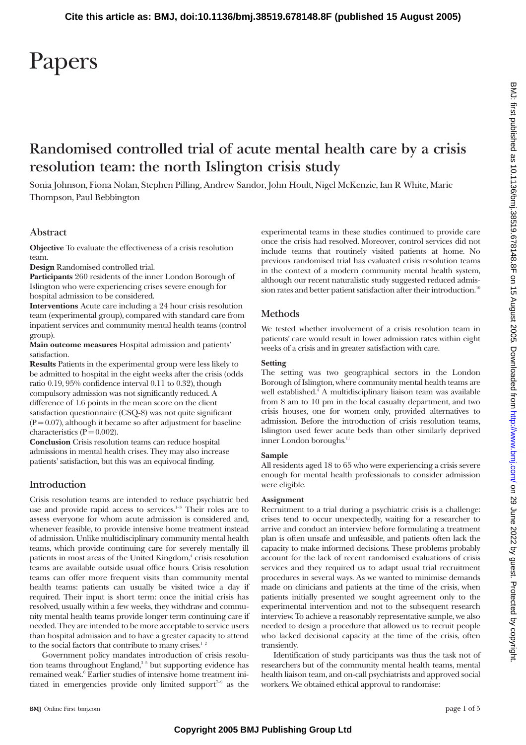# Papers

## Randomised controlled trial of acute mental health care by a crisis resolution team: the north Islington crisis study

Sonia Johnson, Fiona Nolan, Stephen Pilling, Andrew Sandor, John Hoult, Nigel McKenzie, Ian R White, Marie Thompson, Paul Bebbington

### Abstract

**Objective** To evaluate the effectiveness of a crisis resolution team.

**Design** Randomised controlled trial.

**Participants** 260 residents of the inner London Borough of Islington who were experiencing crises severe enough for hospital admission to be considered.

**Interventions** Acute care including a 24 hour crisis resolution team (experimental group), compared with standard care from inpatient services and community mental health teams (control group).

**Main outcome measures** Hospital admission and patients' satisfaction.

**Results** Patients in the experimental group were less likely to be admitted to hospital in the eight weeks after the crisis (odds ratio 0.19, 95% confidence interval 0.11 to 0.32), though compulsory admission was not significantly reduced. A difference of 1.6 points in the mean score on the client satisfaction questionnaire (CSQ-8) was not quite significant ($P=0.07$), although it became so after adjustment for baseline characteristics ($P=0.002$).

**Conclusion** Crisis resolution teams can reduce hospital admissions in mental health crises. They may also increase patients' satisfaction, but this was an equivocal finding.

### Introduction

Crisis resolution teams are intended to reduce psychiatric bed use and provide rapid access to services.[1-3] Their roles are to assess everyone for whom acute admission is considered and, whenever feasible, to provide intensive home treatment instead of admission. Unlike multidisciplinary community mental health teams, which provide continuing care for severely mentally ill patients in most areas of the United Kingdom,[4] crisis resolution teams are available outside usual office hours. Crisis resolution teams can offer more frequent visits than community mental health teams: patients can usually be visited twice a day if required. Their input is short term: once the initial crisis has resolved, usually within a few weeks, they withdraw and community mental health teams provide longer term continuing care if needed. They are intended to be more acceptable to service users than hospital admission and to have a greater capacity to attend to the social factors that contribute to many crises.[1 2]

Government policy mandates introduction of crisis resolution teams throughout England,[3 5] but supporting evidence has remained weak.[6] Earlier studies of intensive home treatment initiated in emergencies provide only limited support[7-9] as the experimental teams in these studies continued to provide care once the crisis had resolved. Moreover, control services did not include teams that routinely visited patients at home. No previous randomised trial has evaluated crisis resolution teams in the context of a modern community mental health system, although our recent naturalistic study suggested reduced admission rates and better patient satisfaction after their introduction.[10]

### Methods

We tested whether involvement of a crisis resolution team in patients' care would result in lower admission rates within eight weeks of a crisis and in greater satisfaction with care.

#### Setting

The setting was two geographical sectors in the London Borough of Islington, where community mental health teams are well established.[4] A multidisciplinary liaison team was available from 8 am to 10 pm in the local casualty department, and two crisis houses, one for women only, provided alternatives to admission. Before the introduction of crisis resolution teams, Islington used fewer acute beds than other similarly deprived inner London boroughs.[11]

#### Sample

All residents aged 18 to 65 who were experiencing a crisis severe enough for mental health professionals to consider admission were eligible.

#### Assignment

Recruitment to a trial during a psychiatric crisis is a challenge: crises tend to occur unexpectedly, waiting for a researcher to arrive and conduct an interview before formulating a treatment plan is often unsafe and unfeasible, and patients often lack the capacity to make informed decisions. These problems probably account for the lack of recent randomised evaluations of crisis services and they required us to adapt usual trial recruitment procedures in several ways. As we wanted to minimise demands made on clinicians and patients at the time of the crisis, when patients initially presented we sought agreement only to the experimental intervention and not to the subsequent research interview. To achieve a reasonably representative sample, we also needed to design a procedure that allowed us to recruit people who lacked decisional capacity at the time of the crisis, often transiently.

Identification of study participants was thus the task not of researchers but of the community mental health teams, mental health liaison team, and on-call psychiatrists and approved social workers. We obtained ethical approval to randomise: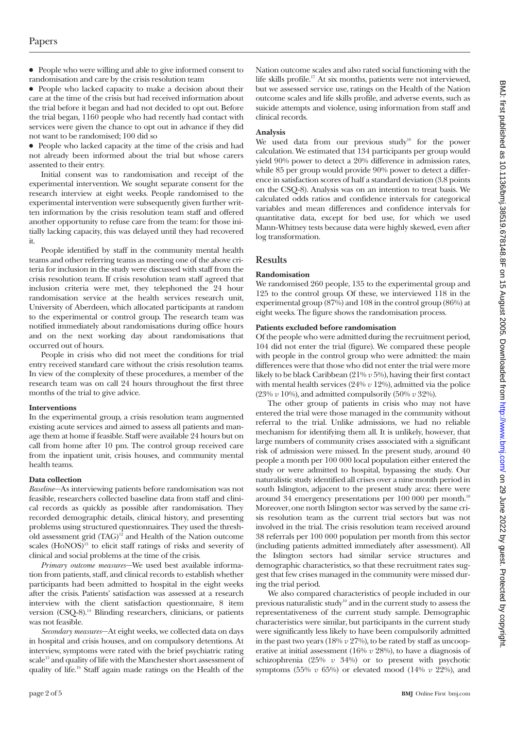- People who were willing and able to give informed consent to randomisation and care by the crisis resolution team
- People who lacked capacity to make a decision about their care at the time of the crisis but had received information about the trial before it began and had not decided to opt out. Before the trial began, 1160 people who had recently had contact with services were given the chance to opt out in advance if they did not want to be randomised; 100 did so
- People who lacked capacity at the time of the crisis and had not already been informed about the trial but whose carers assented to their entry.

Initial consent was to randomisation and receipt of the experimental intervention. We sought separate consent for the research interview at eight weeks. People randomised to the experimental intervention were subsequently given further written information by the crisis resolution team staff and offered another opportunity to refuse care from the team: for those initially lacking capacity, this was delayed until they had recovered it.

People identified by staff in the community mental health teams and other referring teams as meeting one of the above criteria for inclusion in the study were discussed with staff from the crisis resolution team. If crisis resolution team staff agreed that inclusion criteria were met, they telephoned the 24 hour randomisation service at the health services research unit, University of Aberdeen, which allocated participants at random to the experimental or control group. The research team was notified immediately about randomisations during office hours and on the next working day about randomisations that occurred out of hours.

People in crisis who did not meet the conditions for trial entry received standard care without the crisis resolution teams. In view of the complexity of these procedures, a member of the research team was on call 24 hours throughout the first three months of the trial to give advice.

### Interventions

In the experimental group, a crisis resolution team augmented existing acute services and aimed to assess all patients and manage them at home if feasible. Staff were available 24 hours but on call from home after 10 pm. The control group received care from the inpatient unit, crisis houses, and community mental health teams.

### Data collection

*Baseline*—As interviewing patients before randomisation was not feasible, researchers collected baseline data from staff and clinical records as quickly as possible after randomisation. They recorded demographic details, clinical history, and presenting problems using structured questionnaires. They used the threshold assessment grid (TAG)[12] and Health of the Nation outcome scales (HoNOS)[13] to elicit staff ratings of risks and severity of clinical and social problems at the time of the crisis.

*Primary outcome measures*—We used best available information from patients, staff, and clinical records to establish whether participants had been admitted to hospital in the eight weeks after the crisis. Patients' satisfaction was assessed at a research interview with the client satisfaction questionnaire, 8 item version (CSQ-8).[14] Blinding researchers, clinicians, or patients was not feasible.

*Secondary measures*—At eight weeks, we collected data on days in hospital and crisis houses, and on compulsory detentions. At interview, symptoms were rated with the brief psychiatric rating scale[15] and quality of life with the Manchester short assessment of quality of life.[16] Staff again made ratings on the Health of the Nation outcome scales and also rated social functioning with the life skills profile.[17] At six months, patients were not interviewed, but we assessed service use, ratings on the Health of the Nation outcome scales and life skills profile, and adverse events, such as suicide attempts and violence, using information from staff and clinical records.

### Analysis

We used data from our previous study[10] for the power calculation. We estimated that 134 participants per group would yield 90% power to detect a 20% difference in admission rates, while 85 per group would provide 90% power to detect a difference in satisfaction scores of half a standard deviation (3.8 points on the CSQ-8). Analysis was on an intention to treat basis. We calculated odds ratios and confidence intervals for categorical variables and mean differences and confidence intervals for quantitative data, except for bed use, for which we used Mann-Whitney tests because data were highly skewed, even after log transformation.

## Results

### Randomisation

We randomised 260 people, 135 to the experimental group and 125 to the control group. Of these, we interviewed 118 in the experimental group (87%) and 108 in the control group (86%) at eight weeks. The figure shows the randomisation process.

### Patients excluded before randomisation

Of the people who were admitted during the recruitment period, 104 did not enter the trial (figure). We compared these people with people in the control group who were admitted: the main differences were that those who did not enter the trial were more likely to be black Caribbean (21% *v* 5%), having their first contact with mental health services (24% *v* 12%), admitted via the police (23% *v* 10%), and admitted compulsorily (50% *v* 32%).

The other group of patients in crisis who may not have entered the trial were those managed in the community without referral to the trial. Unlike admissions, we had no reliable mechanism for identifying them all. It is unlikely, however, that large numbers of community crises associated with a significant risk of admission were missed. In the present study, around 40 people a month per 100 000 local population either entered the study or were admitted to hospital, bypassing the study. Our naturalistic study identified all crises over a nine month period in south Islington, adjacent to the present study area: there were around 34 emergency presentations per 100 000 per month.[10] Moreover, one north Islington sector was served by the same crisis resolution team as the current trial sectors but was not involved in the trial. The crisis resolution team received around 38 referrals per 100 000 population per month from this sector (including patients admitted immediately after assessment). All the Islington sectors had similar service structures and demographic characteristics, so that these recruitment rates suggest that few crises managed in the community were missed during the trial period.

We also compared characteristics of people included in our previous naturalistic study[10] and in the current study to assess the representativeness of the current study sample. Demographic characteristics were similar, but participants in the current study were significantly less likely to have been compulsorily admitted in the past two years (18% *v* 27%), to be rated by staff as uncooperative at initial assessment (16% *v* 28%), to have a diagnosis of schizophrenia (25% *v* 34%) or to present with psychotic symptoms (55% *v* 65%) or elevated mood (14% *v* 22%), and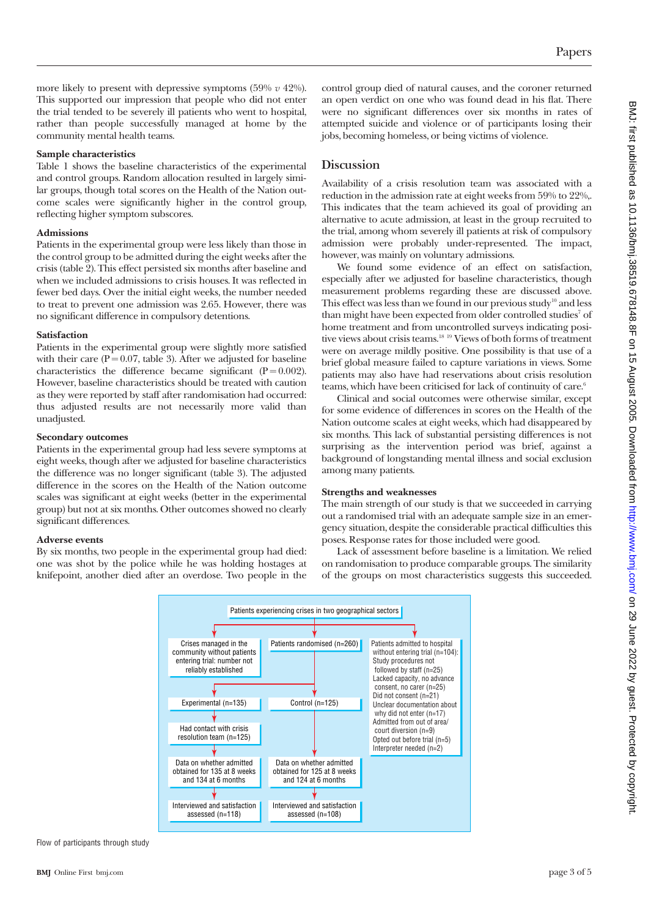more likely to present with depressive symptoms (59% *v* 42%). This supported our impression that people who did not enter the trial tended to be severely ill patients who went to hospital, rather than people successfully managed at home by the community mental health teams.

### Sample characteristics

Table 1 shows the baseline characteristics of the experimental and control groups. Random allocation resulted in largely similar groups, though total scores on the Health of the Nation outcome scales were significantly higher in the control group, reflecting higher symptom subscores.

### Admissions

Patients in the experimental group were less likely than those in the control group to be admitted during the eight weeks after the crisis (table 2). This effect persisted six months after baseline and when we included admissions to crisis houses. It was reflected in fewer bed days. Over the initial eight weeks, the number needed to treat to prevent one admission was 2.65. However, there was no significant difference in compulsory detentions.

### Satisfaction

Patients in the experimental group were slightly more satisfied with their care ($P = 0.07$, table 3). After we adjusted for baseline characteristics the difference became significant ($P = 0.002$). However, baseline characteristics should be treated with caution as they were reported by staff after randomisation had occurred: thus adjusted results are not necessarily more valid than unadjusted.

### Secondary outcomes

Patients in the experimental group had less severe symptoms at eight weeks, though after we adjusted for baseline characteristics the difference was no longer significant (table 3). The adjusted difference in the scores on the Health of the Nation outcome scales was significant at eight weeks (better in the experimental group) but not at six months. Other outcomes showed no clearly significant differences.

### Adverse events

By six months, two people in the experimental group had died: one was shot by the police while he was holding hostages at knifepoint, another died after an overdose. Two people in the control group died of natural causes, and the coroner returned an open verdict on one who was found dead in his flat. There were no significant differences over six months in rates of attempted suicide and violence or of participants losing their jobs, becoming homeless, or being victims of violence.

## Discussion

Availability of a crisis resolution team was associated with a reduction in the admission rate at eight weeks from 59% to 22%,. This indicates that the team achieved its goal of providing an alternative to acute admission, at least in the group recruited to the trial, among whom severely ill patients at risk of compulsory admission were probably under-represented. The impact, however, was mainly on voluntary admissions.

We found some evidence of an effect on satisfaction, especially after we adjusted for baseline characteristics, though measurement problems regarding these are discussed above. This effect was less than we found in our previous study[10] and less than might have been expected from older controlled studies[7] of home treatment and from uncontrolled surveys indicating positive views about crisis teams.[18 19] Views of both forms of treatment were on average mildly positive. One possibility is that use of a brief global measure failed to capture variations in views. Some patients may also have had reservations about crisis resolution teams, which have been criticised for lack of continuity of care.[6]

Clinical and social outcomes were otherwise similar, except for some evidence of differences in scores on the Health of the Nation outcome scales at eight weeks, which had disappeared by six months. This lack of substantial persisting differences is not surprising as the intervention period was brief, against a background of longstanding mental illness and social exclusion among many patients.

### Strengths and weaknesses

The main strength of our study is that we succeeded in carrying out a randomised trial with an adequate sample size in an emergency situation, despite the considerable practical difficulties this poses. Response rates for those included were good.

Lack of assessment before baseline is a limitation. We relied on randomisation to produce comparable groups. The similarity of the groups on most characteristics suggests this succeeded.

Patients experiencing crises in two geographical sectors

- Crises managed in the community without patients entering trial: number not reliably established
- Patients randomised (n=260)
  - Experimental (n=135)
    - Had contact with crisis resolution team (n=125)
    - Data on whether admitted obtained for 135 at 8 weeks and 134 at 6 months
    - Interviewed and satisfaction assessed (n=118)
  - Control (n=125)
    - Data on whether admitted obtained for 125 at 8 weeks and 124 at 6 months
    - Interviewed and satisfaction assessed (n=108)
- Patients admitted to hospital without entering trial (n=104): Study procedures not followed by staff (n=25); Lacked capacity, no advance consent, no carer (n=25); Did not consent (n=21); Unclear documentation about why did not enter (n=17); Admitted from out of area/court diversion (n=9); Opted out before trial (n=5); Interpreter needed (n=2)

Flow of participants through study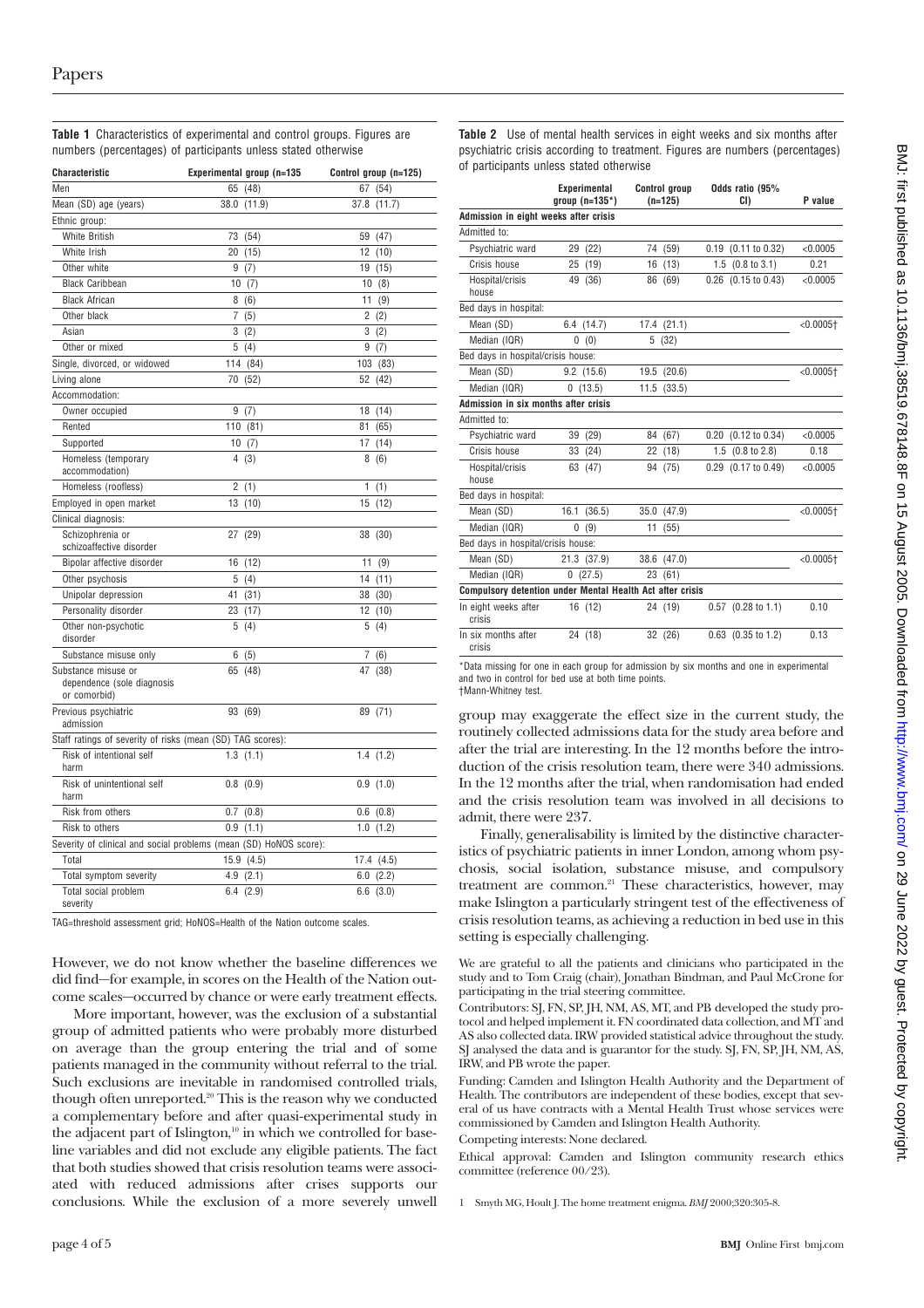**Table 1** Characteristics of experimental and control groups. Figures are numbers (percentages) of participants unless stated otherwise

| Characteristic | Experimental group (n=135 | Control group (n=125) |
|---|---|---|
| Men | 65 (48) | 67 (54) |
| Mean (SD) age (years) | 38.0 (11.9) | 37.8 (11.7) |
| Ethnic group: | | |
| White British | 73 (54) | 59 (47) |
| White Irish | 20 (15) | 12 (10) |
| Other white | 9 (7) | 19 (15) |
| Black Caribbean | 10 (7) | 10 (8) |
| Black African | 8 (6) | 11 (9) |
| Other black | 7 (5) | 2 (2) |
| Asian | 3 (2) | 3 (2) |
| Other or mixed | 5 (4) | 9 (7) |
| Single, divorced, or widowed | 114 (84) | 103 (83) |
| Living alone | 70 (52) | 52 (42) |
| Accommodation: | | |
| Owner occupied | 9 (7) | 18 (14) |
| Rented | 110 (81) | 81 (65) |
| Supported | 10 (7) | 17 (14) |
| Homeless (temporary accommodation) | 4 (3) | 8 (6) |
| Homeless (roofless) | 2 (1) | 1 (1) |
| Employed in open market | 13 (10) | 15 (12) |
| Clinical diagnosis: | | |
| Schizophrenia or schizoaffective disorder | 27 (29) | 38 (30) |
| Bipolar affective disorder | 16 (12) | 11 (9) |
| Other psychosis | 5 (4) | 14 (11) |
| Unipolar depression | 41 (31) | 38 (30) |
| Personality disorder | 23 (17) | 12 (10) |
| Other non-psychotic disorder | 5 (4) | 5 (4) |
| Substance misuse only | 6 (5) | 7 (6) |
| Substance misuse or dependence (sole diagnosis or comorbid) | 65 (48) | 47 (38) |
| Previous psychiatric admission | 93 (69) | 89 (71) |
| Staff ratings of severity of risks (mean (SD) TAG scores): | | |
| Risk of intentional self harm | 1.3 (1.1) | 1.4 (1.2) |
| Risk of unintentional self harm | 0.8 (0.9) | 0.9 (1.0) |
| Risk from others | 0.7 (0.8) | 0.6 (0.8) |
| Risk to others | 0.9 (1.1) | 1.0 (1.2) |
| Severity of clinical and social problems (mean (SD) HoNOS score): | | |
| Total | 15.9 (4.5) | 17.4 (4.5) |
| Total symptom severity | 4.9 (2.1) | 6.0 (2.2) |
| Total social problem severity | 6.4 (2.9) | 6.6 (3.0) |

TAG=threshold assessment grid; HoNOS=Health of the Nation outcome scales.

However, we do not know whether the baseline differences we did find—for example, in scores on the Health of the Nation outcome scales—occurred by chance or were early treatment effects.

More important, however, was the exclusion of a substantial group of admitted patients who were probably more disturbed on average than the group entering the trial and of some patients managed in the community without referral to the trial. Such exclusions are inevitable in randomised controlled trials, though often unreported.[20] This is the reason why we conducted a complementary before and after quasi-experimental study in the adjacent part of Islington,[10] in which we controlled for baseline variables and did not exclude any eligible patients. The fact that both studies showed that crisis resolution teams were associated with reduced admissions after crises supports our conclusions. While the exclusion of a more severely unwell group may exaggerate the effect size in the current study, the routinely collected admissions data for the study area before and after the trial are interesting. In the 12 months before the introduction of the crisis resolution team, there were 340 admissions. In the 12 months after the trial, when randomisation had ended and the crisis resolution team was involved in all decisions to admit, there were 237.

Finally, generalisability is limited by the distinctive characteristics of psychiatric patients in inner London, among whom psychosis, social isolation, substance misuse, and compulsory treatment are common.[21] These characteristics, however, may make Islington a particularly stringent test of the effectiveness of crisis resolution teams, as achieving a reduction in bed use in this setting is especially challenging.

**Table 2** Use of mental health services in eight weeks and six months after psychiatric crisis according to treatment. Figures are numbers (percentages) of participants unless stated otherwise

| | Experimental group (n=135*) | Control group (n=125) | Odds ratio (95% CI) | P value |
|---|---|---|---|---|
| **Admission in eight weeks after crisis** | | | | |
| Admitted to: | | | | |
| Psychiatric ward | 29 (22) | 74 (59) | 0.19 (0.11 to 0.32) | <0.0005 |
| Crisis house | 25 (19) | 16 (13) | 1.5 (0.8 to 3.1) | 0.21 |
| Hospital/crisis house | 49 (36) | 86 (69) | 0.26 (0.15 to 0.43) | <0.0005 |
| Bed days in hospital: | | | | |
| Mean (SD) | 6.4 (14.7) | 17.4 (21.1) | | <0.0005† |
| Median (IQR) | 0 (0) | 5 (32) | | |
| Bed days in hospital/crisis house: | | | | |
| Mean (SD) | 9.2 (15.6) | 19.5 (20.6) | | <0.0005† |
| Median (IQR) | 0 (13.5) | 11.5 (33.5) | | |
| **Admission in six months after crisis** | | | | |
| Admitted to: | | | | |
| Psychiatric ward | 39 (29) | 84 (67) | 0.20 (0.12 to 0.34) | <0.0005 |
| Crisis house | 33 (24) | 22 (18) | 1.5 (0.8 to 2.8) | 0.18 |
| Hospital/crisis house | 63 (47) | 94 (75) | 0.29 (0.17 to 0.49) | <0.0005 |
| Bed days in hospital: | | | | |
| Mean (SD) | 16.1 (36.5) | 35.0 (47.9) | | <0.0005† |
| Median (IQR) | 0 (9) | 11 (55) | | |
| Bed days in hospital/crisis house: | | | | |
| Mean (SD) | 21.3 (37.9) | 38.6 (47.0) | | <0.0005† |
| Median (IQR) | 0 (27.5) | 23 (61) | | |
| **Compulsory detention under Mental Health Act after crisis** | | | | |
| In eight weeks after crisis | 16 (12) | 24 (19) | 0.57 (0.28 to 1.1) | 0.10 |
| In six months after crisis | 24 (18) | 32 (26) | 0.63 (0.35 to 1.2) | 0.13 |

*Data missing for one in each group for admission by six months and one in experimental and two in control for bed use at both time points.
†Mann-Whitney test.

We are grateful to all the patients and clinicians who participated in the study and to Tom Craig (chair), Jonathan Bindman, and Paul McCrone for participating in the trial steering committee.

Contributors: SJ, FN, SP, JH, NM, AS, MT, and PB developed the study protocol and helped implement it. FN coordinated data collection, and MT and AS also collected data. IRW provided statistical advice throughout the study. SJ analysed the data and is guarantor for the study. SJ, FN, SP, JH, NM, AS, IRW, and PB wrote the paper.

Funding: Camden and Islington Health Authority and the Department of Health. The contributors are independent of these bodies, except that several of us have contracts with a Mental Health Trust whose services were commissioned by Camden and Islington Health Authority.

Competing interests: None declared.

Ethical approval: Camden and Islington community research ethics committee (reference 00/23).

1 Smyth MG, Hoult J. The home treatment enigma. *BMJ* 2000;320:305-8.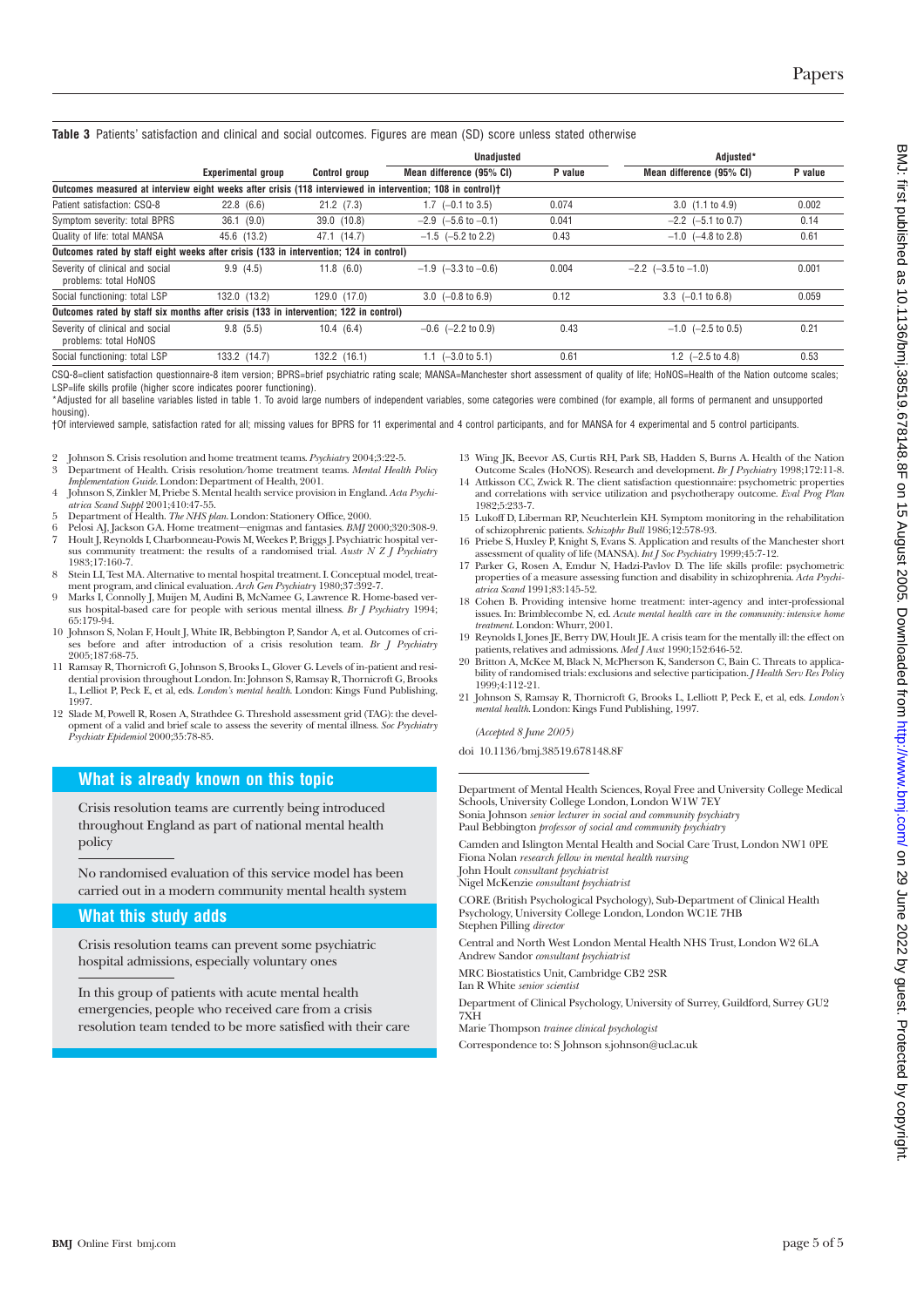**Table 3** Patients' satisfaction and clinical and social outcomes. Figures are mean (SD) score unless stated otherwise

| | Experimental group | Control group | Unadjusted: Mean difference (95% CI) | Unadjusted: P value | Adjusted*: Mean difference (95% CI) | Adjusted*: P value |
|---|---|---|---|---|---|---|
| **Outcomes measured at interview eight weeks after crisis (118 interviewed in intervention; 108 in control)†** | | | | | | |
| Patient satisfaction: CSQ-8 | 22.8 (6.6) | 21.2 (7.3) | 1.7 (−0.1 to 3.5) | 0.074 | 3.0 (1.1 to 4.9) | 0.002 |
| Symptom severity: total BPRS | 36.1 (9.0) | 39.0 (10.8) | −2.9 (−5.6 to −0.1) | 0.041 | −2.2 (−5.1 to 0.7) | 0.14 |
| Quality of life: total MANSA | 45.6 (13.2) | 47.1 (14.7) | −1.5 (−5.2 to 2.2) | 0.43 | −1.0 (−4.8 to 2.8) | 0.61 |
| **Outcomes rated by staff eight weeks after crisis (133 in intervention; 124 in control)** | | | | | | |
| Severity of clinical and social problems: total HoNOS | 9.9 (4.5) | 11.8 (6.0) | −1.9 (−3.3 to −0.6) | 0.004 | −2.2 (−3.5 to −1.0) | 0.001 |
| Social functioning: total LSP | 132.0 (13.2) | 129.0 (17.0) | 3.0 (−0.8 to 6.9) | 0.12 | 3.3 (−0.1 to 6.8) | 0.059 |
| **Outcomes rated by staff six months after crisis (133 in intervention; 122 in control)** | | | | | | |
| Severity of clinical and social problems: total HoNOS | 9.8 (5.5) | 10.4 (6.4) | −0.6 (−2.2 to 0.9) | 0.43 | −1.0 (−2.5 to 0.5) | 0.21 |
| Social functioning: total LSP | 133.2 (14.7) | 132.2 (16.1) | 1.1 (−3.0 to 5.1) | 0.61 | 1.2 (−2.5 to 4.8) | 0.53 |

CSQ-8=client satisfaction questionnaire-8 item version; BPRS=brief psychiatric rating scale; MANSA=Manchester short assessment of quality of life; HoNOS=Health of the Nation outcome scales; LSP=life skills profile (higher score indicates poorer functioning).

*Adjusted for all baseline variables listed in table 1. To avoid large numbers of independent variables, some categories were combined (for example, all forms of permanent and unsupported housing).

†Of interviewed sample, satisfaction rated for all; missing values for BPRS for 11 experimental and 4 control participants, and for MANSA for 4 experimental and 5 control participants.

2 Johnson S. Crisis resolution and home treatment teams. *Psychiatry* 2004;3:22-5.
3 Department of Health. Crisis resolution/home treatment teams. *Mental Health Policy Implementation Guide*. London: Department of Health, 2001.
4 Johnson S, Zinkler M, Priebe S. Mental health service provision in England. *Acta Psychiatrica Scand Suppl* 2001;410:47-55.
5 Department of Health. *The NHS plan*. London: Stationery Office, 2000.
6 Pelosi AJ, Jackson GA. Home treatment—enigmas and fantasies. *BMJ* 2000;320:308-9.
7 Hoult J, Reynolds I, Charbonneau-Powis M, Weekes P, Briggs J. Psychiatric hospital versus community treatment: the results of a randomised trial. *Austr N Z J Psychiatry* 1983;17:160-7.
8 Stein LI, Test MA. Alternative to mental hospital treatment. I. Conceptual model, treatment program, and clinical evaluation. *Arch Gen Psychiatry* 1980;37:392-7.
9 Marks I, Connolly J, Muijen M, Audini B, McNamee G, Lawrence R. Home-based versus hospital-based care for people with serious mental illness. *Br J Psychiatry* 1994; 65:179-94.
10 Johnson S, Nolan F, Hoult J, White IR, Bebbington P, Sandor A, et al. Outcomes of crises before and after introduction of a crisis resolution team. *Br J Psychiatry* 2005;187:68-75.
11 Ramsay R, Thornicroft G, Johnson S, Brooks L, Glover G. Levels of in-patient and residential provision throughout London. In: Johnson S, Ramsay R, Thornicroft G, Brooks L, Lelliot P, Peck E, et al, eds. *London's mental health*. London: Kings Fund Publishing, 1997.
12 Slade M, Powell R, Rosen A, Strathdee G. Threshold assessment grid (TAG): the development of a valid and brief scale to assess the severity of mental illness. *Soc Psychiatry Psychiatr Epidemiol* 2000;35:78-85.
13 Wing JK, Beevor AS, Curtis RH, Park SB, Hadden S, Burns A. Health of the Nation Outcome Scales (HoNOS). Research and development. *Br J Psychiatry* 1998;172:11-8.
14 Attkisson CC, Zwick R. The client satisfaction questionnaire: psychometric properties and correlations with service utilization and psychotherapy outcome. *Eval Prog Plan* 1982;5:233-7.
15 Lukoff D, Liberman RP, Neuchterlein KH. Symptom monitoring in the rehabilitation of schizophrenic patients. *Schizophr Bull* 1986;12:578-93.
16 Priebe S, Huxley P, Knight S, Evans S. Application and results of the Manchester short assessment of quality of life (MANSA). *Int J Soc Psychiatry* 1999;45:7-12.
17 Parker G, Rosen A, Emdur N, Hadzi-Pavlov D. The life skills profile: psychometric properties of a measure assessing function and disability in schizophrenia. *Acta Psychiatrica Scand* 1991;83:145-52.
18 Cohen B. Providing intensive home treatment: inter-agency and inter-professional issues. In: Brimblecombe N, ed. *Acute mental health care in the community: intensive home treatment*. London: Whurr, 2001.
19 Reynolds I, Jones JE, Berry DW, Hoult JE. A crisis team for the mentally ill: the effect on patients, relatives and admissions. *Med J Aust* 1990;152:646-52.
20 Britton A, McKee M, Black N, McPherson K, Sanderson C, Bain C. Threats to applicability of randomised trials: exclusions and selective participation. *J Health Serv Res Policy* 1999;4:112-21.
21 Johnson S, Ramsay R, Thornicroft G, Brooks L, Lelliott P, Peck E, et al, eds. *London's mental health*. London: Kings Fund Publishing, 1997.

*(Accepted 8 June 2005)*

doi 10.1136/bmj.38519.678148.8F

## What is already known on this topic

Crisis resolution teams are currently being introduced throughout England as part of national mental health policy

No randomised evaluation of this service model has been carried out in a modern community mental health system

## What this study adds

Crisis resolution teams can prevent some psychiatric hospital admissions, especially voluntary ones

In this group of patients with acute mental health emergencies, people who received care from a crisis resolution team tended to be more satisfied with their care

Department of Mental Health Sciences, Royal Free and University College Medical Schools, University College London, London W1W 7EY
Sonia Johnson *senior lecturer in social and community psychiatry*
Paul Bebbington *professor of social and community psychiatry*

Camden and Islington Mental Health and Social Care Trust, London NW1 0PE
Fiona Nolan *research fellow in mental health nursing*
John Hoult *consultant psychiatrist*
Nigel McKenzie *consultant psychiatrist*

CORE (British Psychological Psychology), Sub-Department of Clinical Health Psychology, University College London, London WC1E 7HB
Stephen Pilling *director*

Central and North West London Mental Health NHS Trust, London W2 6LA
Andrew Sandor *consultant psychiatrist*

MRC Biostatistics Unit, Cambridge CB2 2SR
Ian R White *senior scientist*

Department of Clinical Psychology, University of Surrey, Guildford, Surrey GU2 7XH
Marie Thompson *trainee clinical psychologist*

Correspondence to: S Johnson s.johnson@ucl.ac.uk